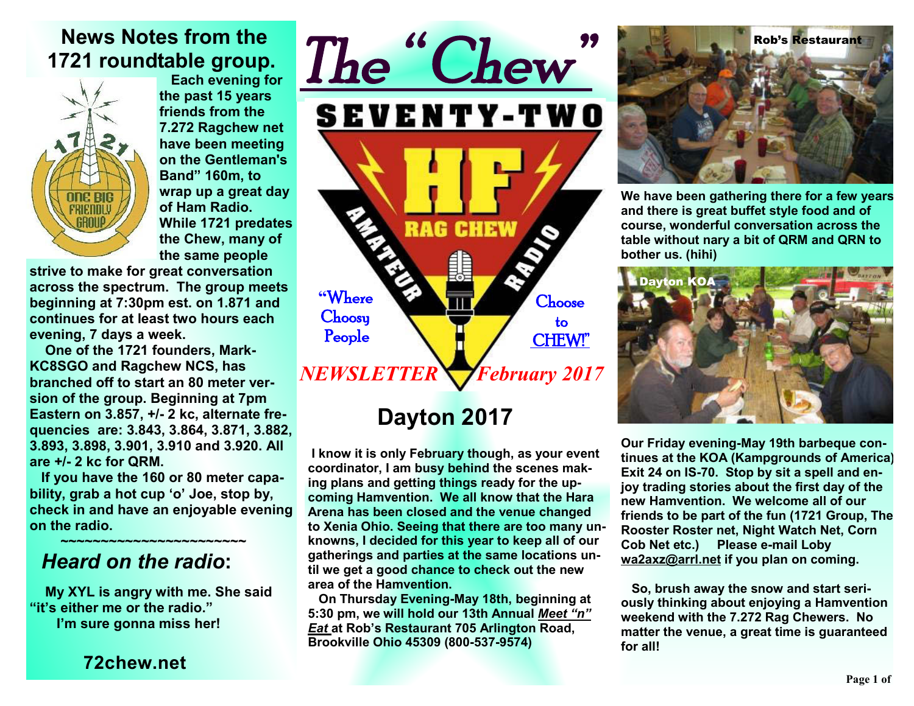# The "Chew"

SEVENTY-TWO

HF RAG CHEW AMATEUR RADIO

"Where Choosy People Choose to CHEW!"

*NEWSLETTER February 2017*

## News Notes from the 1721 roundtable group.

**Each evening for the past 15 years friends from the 7.272 Ragchew net have been meeting on the Gentleman's Band" 160m, to wrap up a great day of Ham Radio. While 1721 predates the Chew, many of the same people strive to make for great conversation across the spectrum. The group meets beginning at 7:30pm est. on 1.871 and continues for at least two hours each evening, 7 days a week.**

**One of the 1721 founders, Mark-KC8SGO and Ragchew NCS, has branched off to start an 80 meter version of the group. Beginning at 7pm Eastern on 3.857, +/- 2 kc, alternate frequencies are: 3.843, 3.864, 3.871, 3.882, 3.893, 3.898, 3.901, 3.910 and 3.920. All are +/- 2 kc for QRM.**

**If you have the 160 or 80 meter capability, grab a hot cup 'o' Joe, stop by, check in and have an enjoyable evening on the radio.**

~~~~~~~~~~~~~~~~~~~~~~~~

## *Heard on the radio*:

**My XYL is angry with me. She said "it's either me or the radio."**
**I'm sure gonna miss her!**

**72chew.net**

## Dayton 2017

**I know it is only February though, as your event coordinator, I am busy behind the scenes making plans and getting things ready for the upcoming Hamvention. We all know that the Hara Arena has been closed and the venue changed to Xenia Ohio. Seeing that there are too many unknowns, I decided for this year to keep all of our gatherings and parties at the same locations until we get a good chance to check out the new area of the Hamvention.**

**On Thursday Evening-May 18th, beginning at 5:30 pm, we will hold our 13th Annual *Meet "n" Eat* at Rob's Restaurant 705 Arlington Road, Brookville Ohio 45309 (800-537-9574)**

Rob's Restaurant

**We have been gathering there for a few years and there is great buffet style food and of course, wonderful conversation across the table without nary a bit of QRM and QRN to bother us. (hihi)**

Dayton KOA

**Our Friday evening-May 19th barbeque continues at the KOA (Kampgrounds of America) Exit 24 on IS-70. Stop by sit a spell and enjoy trading stories about the first day of the new Hamvention. We welcome all of our friends to be part of the fun (1721 Group, The Rooster Roster net, Night Watch Net, Corn Cob Net etc.) Please e-mail Loby wa2axz@arrl.net if you plan on coming.**

**So, brush away the snow and start seriously thinking about enjoying a Hamvention weekend with the 7.272 Rag Chewers. No matter the venue, a great time is guaranteed for all!**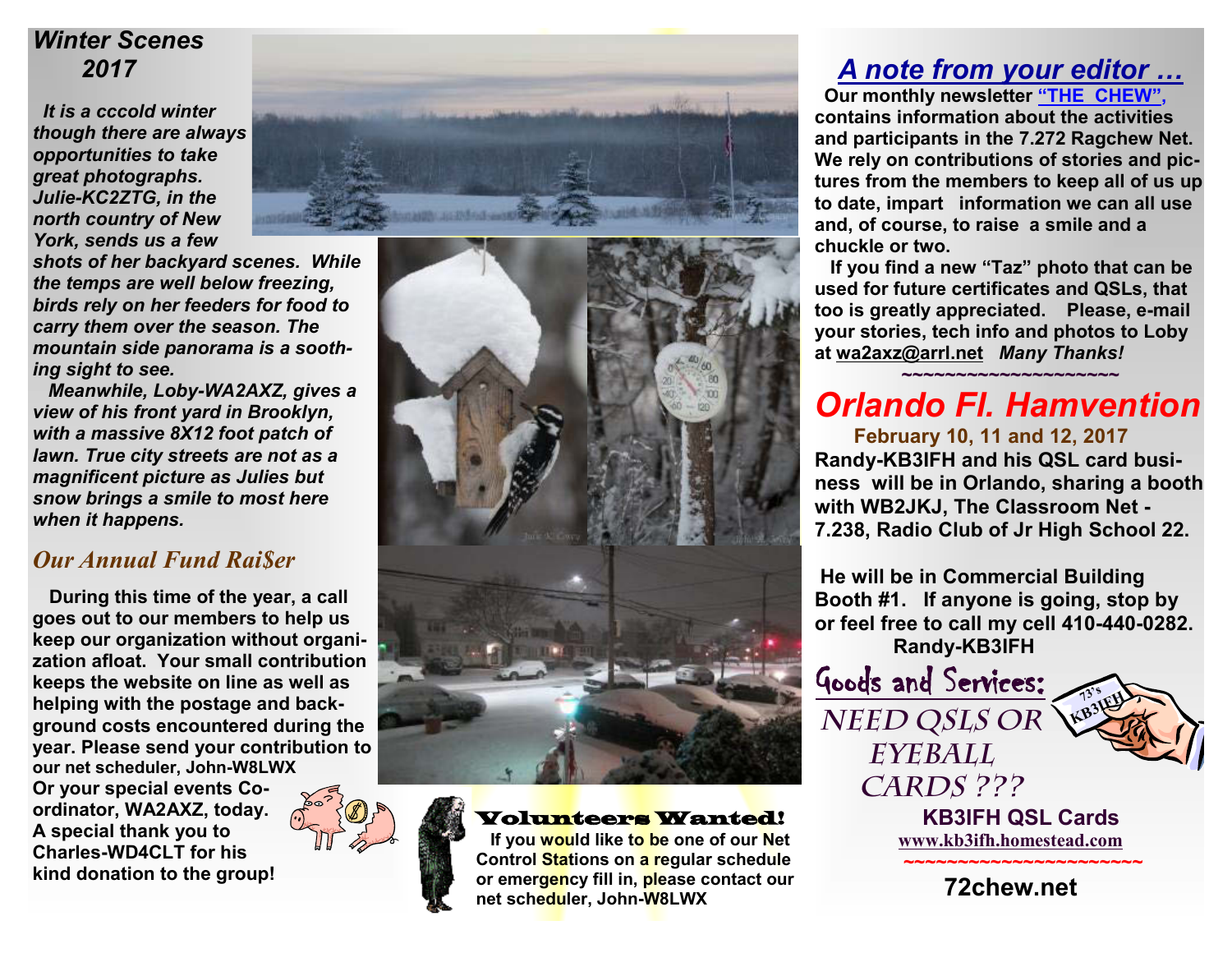## *Winter Scenes 2017*

***It is a cccold winter though there are always opportunities to take great photographs. Julie-KC2ZTG, in the north country of New York, sends us a few shots of her backyard scenes. While the temps are well below freezing, birds rely on her feeders for food to carry them over the season. The mountain side panorama is a soothing sight to see.***

***Meanwhile, Loby-WA2AXZ, gives a view of his front yard in Brooklyn, with a massive 8X12 foot patch of lawn. True city streets are not as a magnificent picture as Julies but snow brings a smile to most here when it happens.***

### *Our Annual Fund Rai$er*

**During this time of the year, a call goes out to our members to help us keep our organization without organization afloat. Your small contribution keeps the website on line as well as helping with the postage and background costs encountered during the year. Please send your contribution to our net scheduler, John-W8LWX Or your special events Coordinator, WA2AXZ, today. A special thank you to Charles-WD4CLT for his kind donation to the group!**

### Volunteers Wanted!

**If you would like to be one of our Net Control Stations on a regular schedule or emergency fill in, please contact our net scheduler, John-W8LWX**

## *A note from your editor …*

**Our monthly newsletter "THE CHEW", contains information about the activities and participants in the 7.272 Ragchew Net. We rely on contributions of stories and pictures from the members to keep all of us up to date, impart information we can all use and, of course, to raise a smile and a chuckle or two.**

**If you find a new "Taz" photo that can be used for future certificates and QSLs, that too is greatly appreciated. Please, e-mail your stories, tech info and photos to Loby at wa2axz@arrl.net *Many Thanks!***

~~~~~~~~~~~~~~~~~~~~~~

## *Orlando Fl. Hamvention*

**February 10, 11 and 12, 2017**

**Randy-KB3IFH and his QSL card business will be in Orlando, sharing a booth with WB2JKJ, The Classroom Net - 7.238, Radio Club of Jr High School 22.**

**He will be in Commercial Building Booth #1. If anyone is going, stop by or feel free to call my cell 410-440-0282.**

**Randy-KB3IFH**

### Goods and Services:

NEED QSLS OR EYEBALL CARDS ???

**KB3IFH QSL Cards**

**www.kb3ifh.homestead.com**

~~~~~~~~~~~~~~~~~~~~~~

**72chew.net**